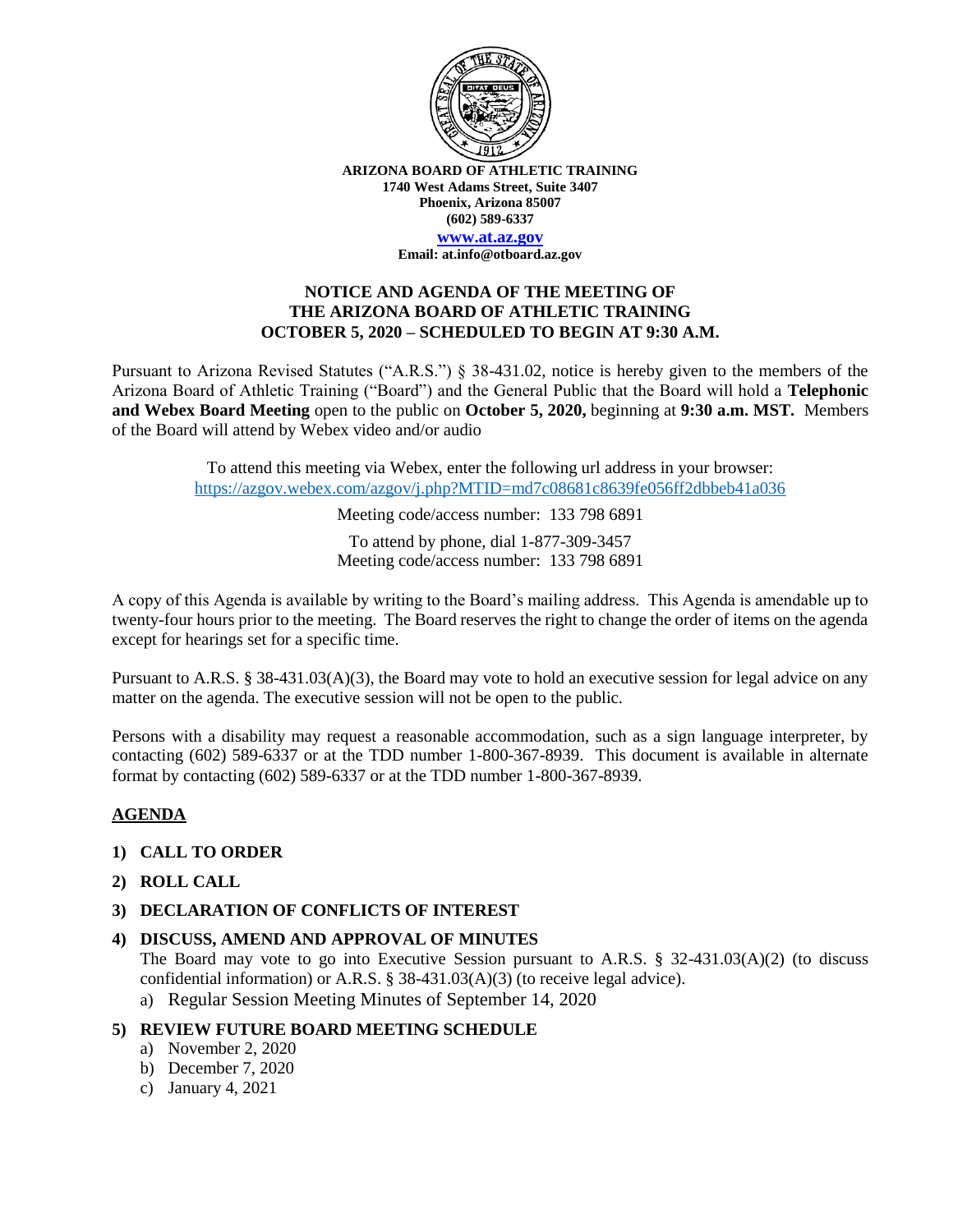**ARIZONA BOARD OF ATHLETIC TRAINING**
**1740 West Adams Street, Suite 3407**
**Phoenix, Arizona 85007**
**(602) 589-6337**
**www.at.az.gov**
**Email: at.info@otboard.az.gov**

# NOTICE AND AGENDA OF THE MEETING OF THE ARIZONA BOARD OF ATHLETIC TRAINING OCTOBER 5, 2020 – SCHEDULED TO BEGIN AT 9:30 A.M.

Pursuant to Arizona Revised Statutes ("A.R.S.") § 38-431.02, notice is hereby given to the members of the Arizona Board of Athletic Training ("Board") and the General Public that the Board will hold a **Telephonic and Webex Board Meeting** open to the public on **October 5, 2020,** beginning at **9:30 a.m. MST.** Members of the Board will attend by Webex video and/or audio

To attend this meeting via Webex, enter the following url address in your browser:
https://azgov.webex.com/azgov/j.php?MTID=md7c08681c8639fe056ff2dbbeb41a036

Meeting code/access number: 133 798 6891

To attend by phone, dial 1-877-309-3457
Meeting code/access number: 133 798 6891

A copy of this Agenda is available by writing to the Board's mailing address. This Agenda is amendable up to twenty-four hours prior to the meeting. The Board reserves the right to change the order of items on the agenda except for hearings set for a specific time.

Pursuant to A.R.S. § 38-431.03(A)(3), the Board may vote to hold an executive session for legal advice on any matter on the agenda. The executive session will not be open to the public.

Persons with a disability may request a reasonable accommodation, such as a sign language interpreter, by contacting (602) 589-6337 or at the TDD number 1-800-367-8939. This document is available in alternate format by contacting (602) 589-6337 or at the TDD number 1-800-367-8939.

## AGENDA

1) **CALL TO ORDER**
2) **ROLL CALL**
3) **DECLARATION OF CONFLICTS OF INTEREST**
4) **DISCUSS, AMEND AND APPROVAL OF MINUTES**
   The Board may vote to go into Executive Session pursuant to A.R.S. § 32-431.03(A)(2) (to discuss confidential information) or A.R.S. § 38-431.03(A)(3) (to receive legal advice).
   a) Regular Session Meeting Minutes of September 14, 2020
5) **REVIEW FUTURE BOARD MEETING SCHEDULE**
   a) November 2, 2020
   b) December 7, 2020
   c) January 4, 2021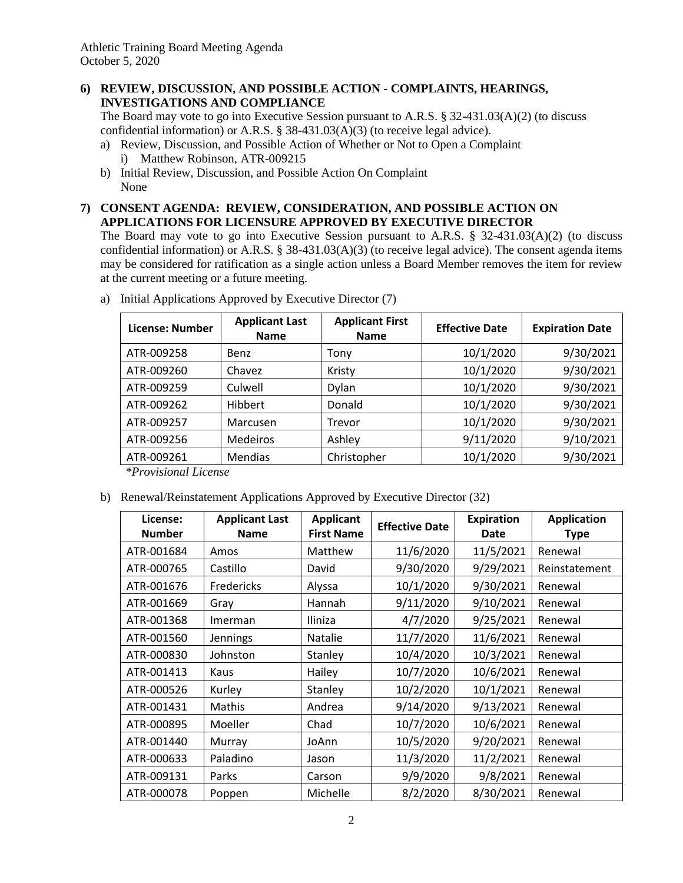**6) REVIEW, DISCUSSION, AND POSSIBLE ACTION - COMPLAINTS, HEARINGS, INVESTIGATIONS AND COMPLIANCE**

The Board may vote to go into Executive Session pursuant to A.R.S. § 32-431.03(A)(2) (to discuss confidential information) or A.R.S. § 38-431.03(A)(3) (to receive legal advice).

a) Review, Discussion, and Possible Action of Whether or Not to Open a Complaint
   i) Matthew Robinson, ATR-009215
b) Initial Review, Discussion, and Possible Action On Complaint
   None

**7) CONSENT AGENDA: REVIEW, CONSIDERATION, AND POSSIBLE ACTION ON APPLICATIONS FOR LICENSURE APPROVED BY EXECUTIVE DIRECTOR**

The Board may vote to go into Executive Session pursuant to A.R.S. § 32-431.03(A)(2) (to discuss confidential information) or A.R.S. § 38-431.03(A)(3) (to receive legal advice). The consent agenda items may be considered for ratification as a single action unless a Board Member removes the item for review at the current meeting or a future meeting.

a) Initial Applications Approved by Executive Director (7)

| License: Number | Applicant Last Name | Applicant First Name | Effective Date | Expiration Date |
|---|---|---|---|---|
| ATR-009258 | Benz | Tony | 10/1/2020 | 9/30/2021 |
| ATR-009260 | Chavez | Kristy | 10/1/2020 | 9/30/2021 |
| ATR-009259 | Culwell | Dylan | 10/1/2020 | 9/30/2021 |
| ATR-009262 | Hibbert | Donald | 10/1/2020 | 9/30/2021 |
| ATR-009257 | Marcusen | Trevor | 10/1/2020 | 9/30/2021 |
| ATR-009256 | Medeiros | Ashley | 9/11/2020 | 9/10/2021 |
| ATR-009261 | Mendias | Christopher | 10/1/2020 | 9/30/2021 |

*\*Provisional License*

b) Renewal/Reinstatement Applications Approved by Executive Director (32)

| License: Number | Applicant Last Name | Applicant First Name | Effective Date | Expiration Date | Application Type |
|---|---|---|---|---|---|
| ATR-001684 | Amos | Matthew | 11/6/2020 | 11/5/2021 | Renewal |
| ATR-000765 | Castillo | David | 9/30/2020 | 9/29/2021 | Reinstatement |
| ATR-001676 | Fredericks | Alyssa | 10/1/2020 | 9/30/2021 | Renewal |
| ATR-001669 | Gray | Hannah | 9/11/2020 | 9/10/2021 | Renewal |
| ATR-001368 | Imerman | Iliniza | 4/7/2020 | 9/25/2021 | Renewal |
| ATR-001560 | Jennings | Natalie | 11/7/2020 | 11/6/2021 | Renewal |
| ATR-000830 | Johnston | Stanley | 10/4/2020 | 10/3/2021 | Renewal |
| ATR-001413 | Kaus | Hailey | 10/7/2020 | 10/6/2021 | Renewal |
| ATR-000526 | Kurley | Stanley | 10/2/2020 | 10/1/2021 | Renewal |
| ATR-001431 | Mathis | Andrea | 9/14/2020 | 9/13/2021 | Renewal |
| ATR-000895 | Moeller | Chad | 10/7/2020 | 10/6/2021 | Renewal |
| ATR-001440 | Murray | JoAnn | 10/5/2020 | 9/20/2021 | Renewal |
| ATR-000633 | Paladino | Jason | 11/3/2020 | 11/2/2021 | Renewal |
| ATR-009131 | Parks | Carson | 9/9/2020 | 9/8/2021 | Renewal |
| ATR-000078 | Poppen | Michelle | 8/2/2020 | 8/30/2021 | Renewal |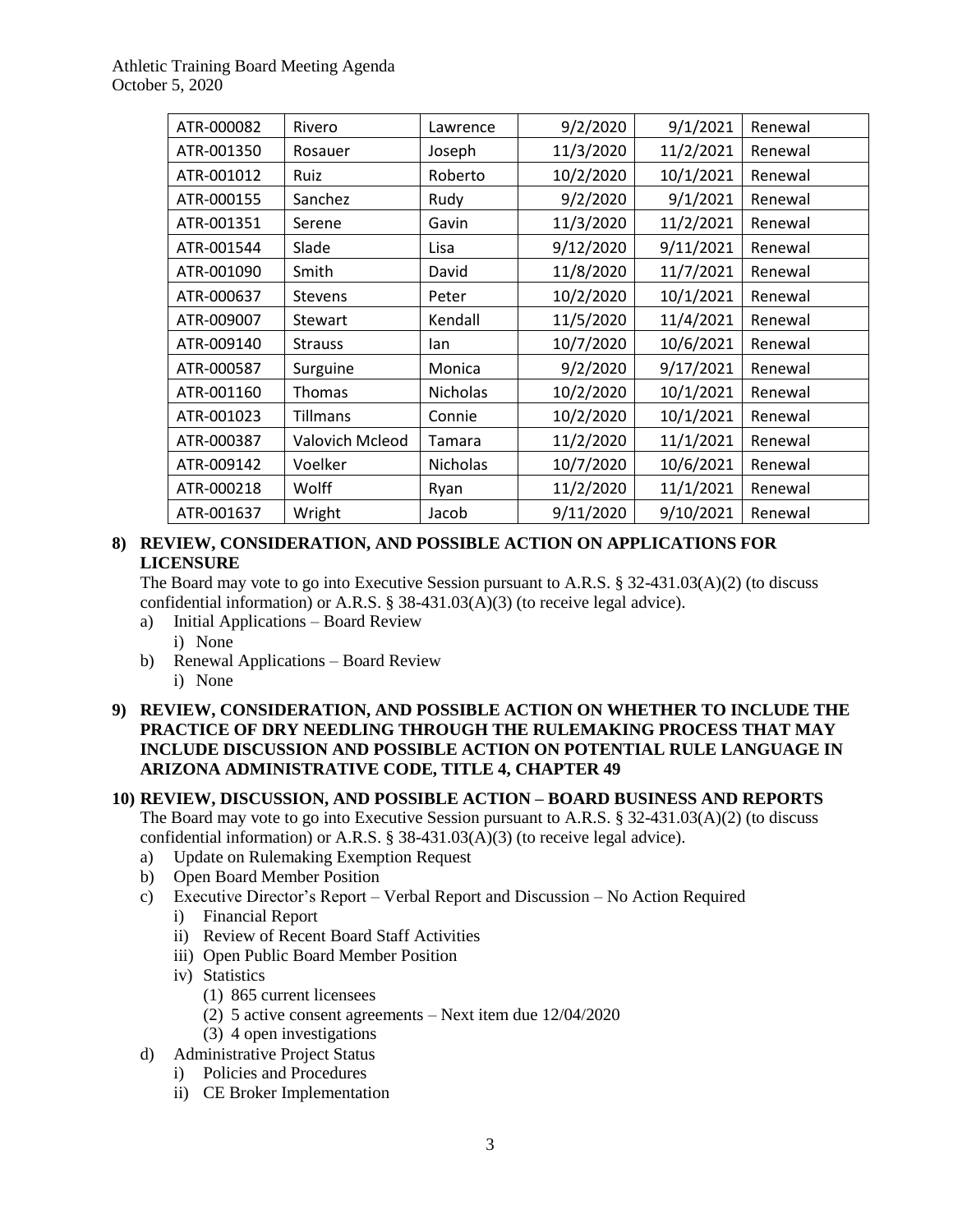| ATR-000082 | Rivero | Lawrence | 9/2/2020 | 9/1/2021 | Renewal |
|---|---|---|---|---|---|
| ATR-001350 | Rosauer | Joseph | 11/3/2020 | 11/2/2021 | Renewal |
| ATR-001012 | Ruiz | Roberto | 10/2/2020 | 10/1/2021 | Renewal |
| ATR-000155 | Sanchez | Rudy | 9/2/2020 | 9/1/2021 | Renewal |
| ATR-001351 | Serene | Gavin | 11/3/2020 | 11/2/2021 | Renewal |
| ATR-001544 | Slade | Lisa | 9/12/2020 | 9/11/2021 | Renewal |
| ATR-001090 | Smith | David | 11/8/2020 | 11/7/2021 | Renewal |
| ATR-000637 | Stevens | Peter | 10/2/2020 | 10/1/2021 | Renewal |
| ATR-009007 | Stewart | Kendall | 11/5/2020 | 11/4/2021 | Renewal |
| ATR-009140 | Strauss | Ian | 10/7/2020 | 10/6/2021 | Renewal |
| ATR-000587 | Surguine | Monica | 9/2/2020 | 9/17/2021 | Renewal |
| ATR-001160 | Thomas | Nicholas | 10/2/2020 | 10/1/2021 | Renewal |
| ATR-001023 | Tillmans | Connie | 10/2/2020 | 10/1/2021 | Renewal |
| ATR-000387 | Valovich Mcleod | Tamara | 11/2/2020 | 11/1/2021 | Renewal |
| ATR-009142 | Voelker | Nicholas | 10/7/2020 | 10/6/2021 | Renewal |
| ATR-000218 | Wolff | Ryan | 11/2/2020 | 11/1/2021 | Renewal |
| ATR-001637 | Wright | Jacob | 9/11/2020 | 9/10/2021 | Renewal |

**8) REVIEW, CONSIDERATION, AND POSSIBLE ACTION ON APPLICATIONS FOR LICENSURE**

The Board may vote to go into Executive Session pursuant to A.R.S. § 32-431.03(A)(2) (to discuss confidential information) or A.R.S. § 38-431.03(A)(3) (to receive legal advice).

a) Initial Applications – Board Review
   i) None
b) Renewal Applications – Board Review
   i) None

**9) REVIEW, CONSIDERATION, AND POSSIBLE ACTION ON WHETHER TO INCLUDE THE PRACTICE OF DRY NEEDLING THROUGH THE RULEMAKING PROCESS THAT MAY INCLUDE DISCUSSION AND POSSIBLE ACTION ON POTENTIAL RULE LANGUAGE IN ARIZONA ADMINISTRATIVE CODE, TITLE 4, CHAPTER 49**

**10) REVIEW, DISCUSSION, AND POSSIBLE ACTION – BOARD BUSINESS AND REPORTS**

The Board may vote to go into Executive Session pursuant to A.R.S. § 32-431.03(A)(2) (to discuss confidential information) or A.R.S. § 38-431.03(A)(3) (to receive legal advice).

a) Update on Rulemaking Exemption Request
b) Open Board Member Position
c) Executive Director's Report – Verbal Report and Discussion – No Action Required
   i) Financial Report
   ii) Review of Recent Board Staff Activities
   iii) Open Public Board Member Position
   iv) Statistics
      (1) 865 current licensees
      (2) 5 active consent agreements – Next item due 12/04/2020
      (3) 4 open investigations
d) Administrative Project Status
   i) Policies and Procedures
   ii) CE Broker Implementation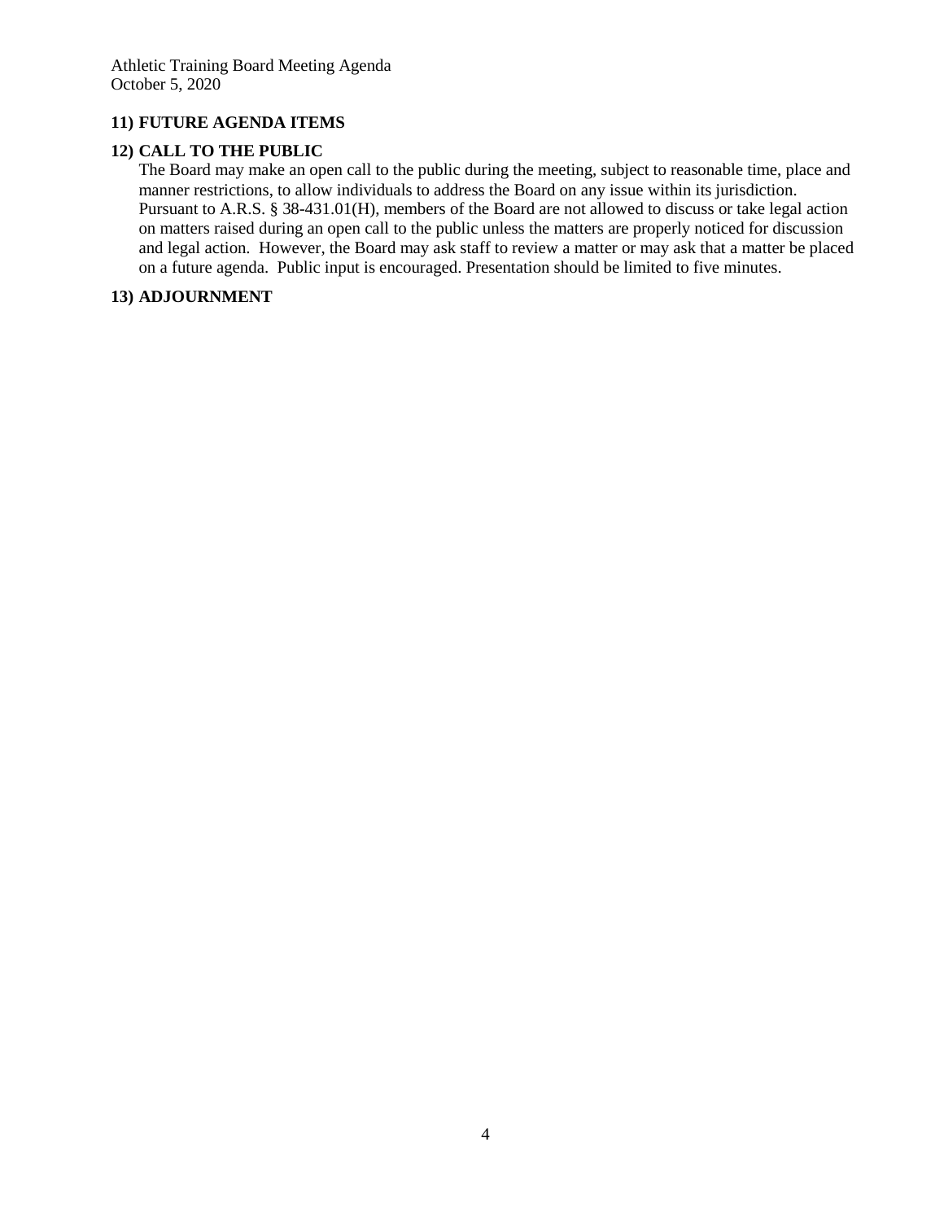**11) FUTURE AGENDA ITEMS**

**12) CALL TO THE PUBLIC**

The Board may make an open call to the public during the meeting, subject to reasonable time, place and manner restrictions, to allow individuals to address the Board on any issue within its jurisdiction. Pursuant to A.R.S. § 38-431.01(H), members of the Board are not allowed to discuss or take legal action on matters raised during an open call to the public unless the matters are properly noticed for discussion and legal action. However, the Board may ask staff to review a matter or may ask that a matter be placed on a future agenda. Public input is encouraged. Presentation should be limited to five minutes.

**13) ADJOURNMENT**